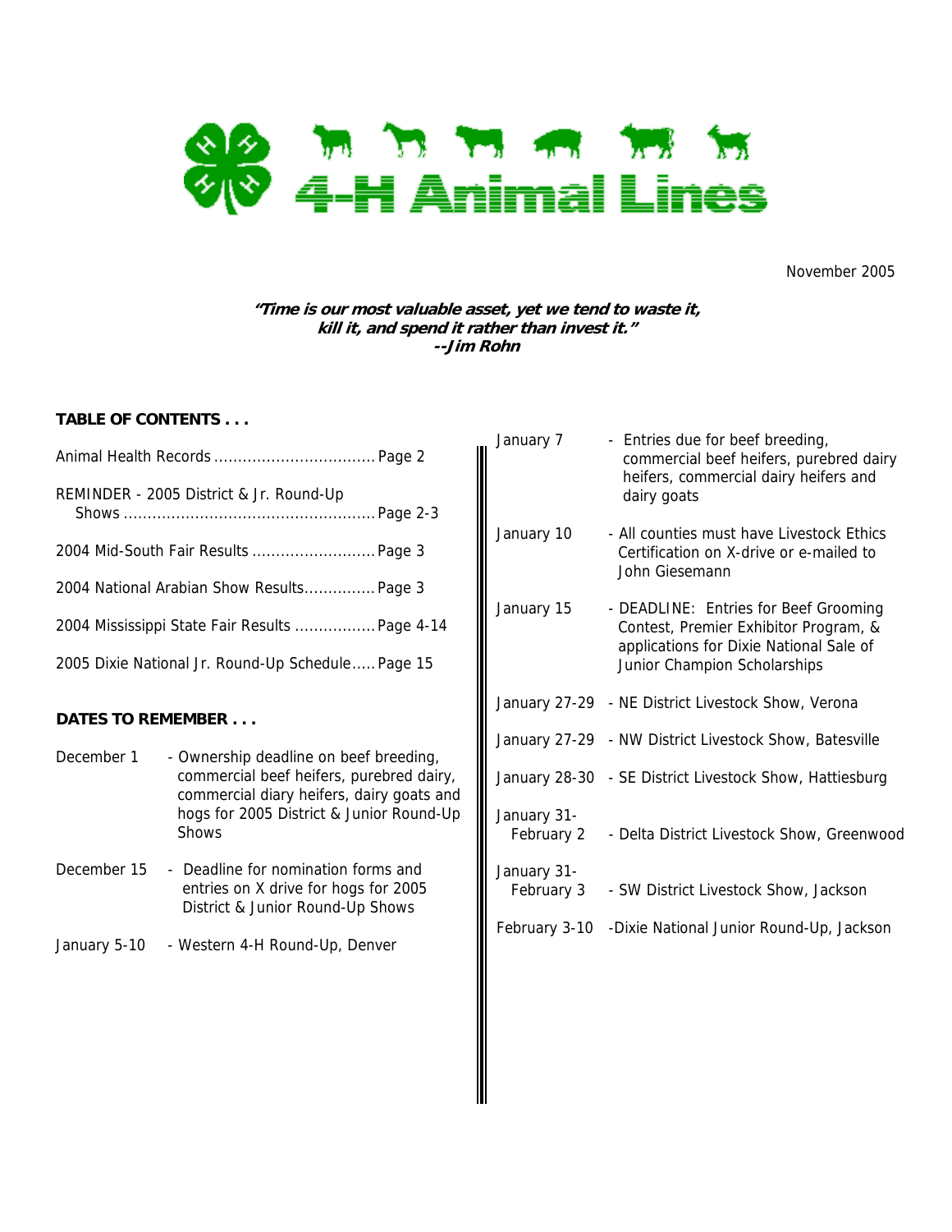# 4-H Animal Lines

November 2005

***"Time is our most valuable asset, yet we tend to waste it, kill it, and spend it rather than invest it."***
***--Jim Rohn***

**TABLE OF CONTENTS . . .**

Animal Health Records .................................. Page 2

REMINDER - 2005 District & Jr. Round-Up Shows ..................................................... Page 2-3

2004 Mid-South Fair Results .......................... Page 3

2004 National Arabian Show Results............... Page 3

2004 Mississippi State Fair Results ................. Page 4-14

2005 Dixie National Jr. Round-Up Schedule..... Page 15

**DATES TO REMEMBER . . .**

December 1 - Ownership deadline on beef breeding, commercial beef heifers, purebred dairy, commercial diary heifers, dairy goats and hogs for 2005 District & Junior Round-Up Shows

December 15 - Deadline for nomination forms and entries on X drive for hogs for 2005 District & Junior Round-Up Shows

January 5-10 - Western 4-H Round-Up, Denver

January 7 - Entries due for beef breeding, commercial beef heifers, purebred dairy heifers, commercial dairy heifers and dairy goats

January 10 - All counties must have Livestock Ethics Certification on X-drive or e-mailed to John Giesemann

January 15 - DEADLINE: Entries for Beef Grooming Contest, Premier Exhibitor Program, & applications for Dixie National Sale of Junior Champion Scholarships

January 27-29 - NE District Livestock Show, Verona

January 27-29 - NW District Livestock Show, Batesville

January 28-30 - SE District Livestock Show, Hattiesburg

January 31-February 2 - Delta District Livestock Show, Greenwood

January 31-February 3 - SW District Livestock Show, Jackson

February 3-10 - Dixie National Junior Round-Up, Jackson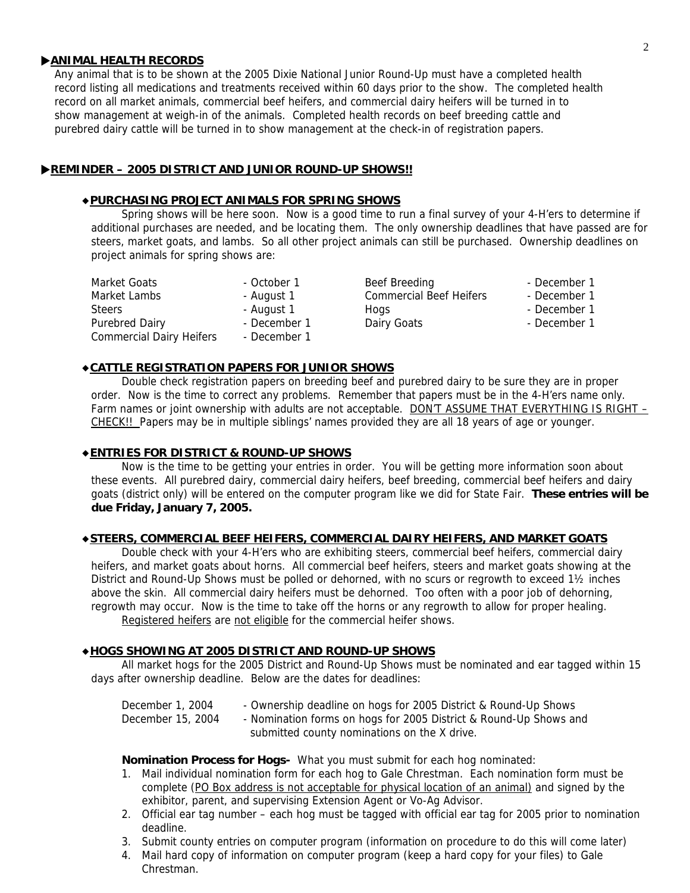## ▶ANIMAL HEALTH RECORDS

Any animal that is to be shown at the 2005 Dixie National Junior Round-Up must have a completed health record listing all medications and treatments received within 60 days prior to the show. The completed health record on all market animals, commercial beef heifers, and commercial dairy heifers will be turned in to show management at weigh-in of the animals. Completed health records on beef breeding cattle and purebred dairy cattle will be turned in to show management at the check-in of registration papers.

## ▶REMINDER – 2005 DISTRICT AND JUNIOR ROUND-UP SHOWS!!

### ◆PURCHASING PROJECT ANIMALS FOR SPRING SHOWS

Spring shows will be here soon. Now is a good time to run a final survey of your 4-H'ers to determine if additional purchases are needed, and be locating them. The only ownership deadlines that have passed are for steers, market goats, and lambs. So all other project animals can still be purchased. Ownership deadlines on project animals for spring shows are:

| | | | |
|---|---|---|---|
| Market Goats | - October 1 | Beef Breeding | - December 1 |
| Market Lambs | - August 1 | Commercial Beef Heifers | - December 1 |
| Steers | - August 1 | Hogs | - December 1 |
| Purebred Dairy | - December 1 | Dairy Goats | - December 1 |
| Commercial Dairy Heifers | - December 1 | | |

### ◆CATTLE REGISTRATION PAPERS FOR JUNIOR SHOWS

Double check registration papers on breeding beef and purebred dairy to be sure they are in proper order. Now is the time to correct any problems. Remember that papers must be in the 4-H'ers name only. Farm names or joint ownership with adults are not acceptable. DON'T ASSUME THAT EVERYTHING IS RIGHT – CHECK!! Papers may be in multiple siblings' names provided they are all 18 years of age or younger.

### ◆ENTRIES FOR DISTRICT & ROUND-UP SHOWS

Now is the time to be getting your entries in order. You will be getting more information soon about these events. All purebred dairy, commercial dairy heifers, beef breeding, commercial beef heifers and dairy goats (district only) will be entered on the computer program like we did for State Fair. **These entries will be due Friday, January 7, 2005.**

### ◆STEERS, COMMERCIAL BEEF HEIFERS, COMMERCIAL DAIRY HEIFERS, AND MARKET GOATS

Double check with your 4-H'ers who are exhibiting steers, commercial beef heifers, commercial dairy heifers, and market goats about horns. All commercial beef heifers, steers and market goats showing at the District and Round-Up Shows must be polled or dehorned, with no scurs or regrowth to exceed 1½ inches above the skin. All commercial dairy heifers must be dehorned. Too often with a poor job of dehorning, regrowth may occur. Now is the time to take off the horns or any regrowth to allow for proper healing.

Registered heifers are not eligible for the commercial heifer shows.

### ◆HOGS SHOWING AT 2005 DISTRICT AND ROUND-UP SHOWS

All market hogs for the 2005 District and Round-Up Shows must be nominated and ear tagged within 15 days after ownership deadline. Below are the dates for deadlines:

| | |
|---|---|
| December 1, 2004 | - Ownership deadline on hogs for 2005 District & Round-Up Shows |
| December 15, 2004 | - Nomination forms on hogs for 2005 District & Round-Up Shows and submitted county nominations on the X drive. |

**Nomination Process for Hogs-** What you must submit for each hog nominated:

1. Mail individual nomination form for each hog to Gale Chrestman. Each nomination form must be complete (PO Box address is not acceptable for physical location of an animal) and signed by the exhibitor, parent, and supervising Extension Agent or Vo-Ag Advisor.
2. Official ear tag number – each hog must be tagged with official ear tag for 2005 prior to nomination deadline.
3. Submit county entries on computer program (information on procedure to do this will come later)
4. Mail hard copy of information on computer program (keep a hard copy for your files) to Gale Chrestman.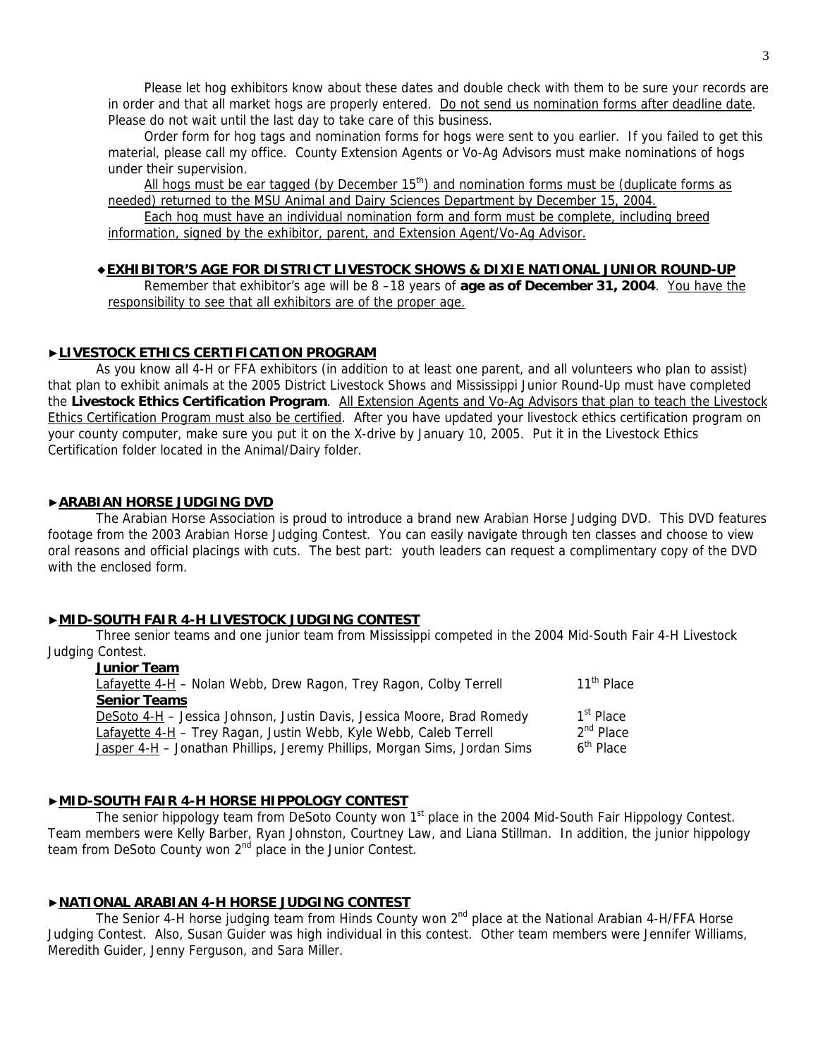Please let hog exhibitors know about these dates and double check with them to be sure your records are in order and that all market hogs are properly entered. Do not send us nomination forms after deadline date. Please do not wait until the last day to take care of this business.

Order form for hog tags and nomination forms for hogs were sent to you earlier. If you failed to get this material, please call my office. County Extension Agents or Vo-Ag Advisors must make nominations of hogs under their supervision.

All hogs must be ear tagged (by December 15th) and nomination forms must be (duplicate forms as needed) returned to the MSU Animal and Dairy Sciences Department by December 15, 2004.

Each hog must have an individual nomination form and form must be complete, including breed information, signed by the exhibitor, parent, and Extension Agent/Vo-Ag Advisor.

### ◆EXHIBITOR'S AGE FOR DISTRICT LIVESTOCK SHOWS & DIXIE NATIONAL JUNIOR ROUND-UP

Remember that exhibitor's age will be 8 –18 years of **age as of December 31, 2004**. You have the responsibility to see that all exhibitors are of the proper age.

## ►LIVESTOCK ETHICS CERTIFICATION PROGRAM

As you know all 4-H or FFA exhibitors (in addition to at least one parent, and all volunteers who plan to assist) that plan to exhibit animals at the 2005 District Livestock Shows and Mississippi Junior Round-Up must have completed the **Livestock Ethics Certification Program**. All Extension Agents and Vo-Ag Advisors that plan to teach the Livestock Ethics Certification Program must also be certified. After you have updated your livestock ethics certification program on your county computer, make sure you put it on the X-drive by January 10, 2005. Put it in the Livestock Ethics Certification folder located in the Animal/Dairy folder.

## ►ARABIAN HORSE JUDGING DVD

The Arabian Horse Association is proud to introduce a brand new Arabian Horse Judging DVD. This DVD features footage from the 2003 Arabian Horse Judging Contest. You can easily navigate through ten classes and choose to view oral reasons and official placings with cuts. The best part: youth leaders can request a complimentary copy of the DVD with the enclosed form.

## ►MID-SOUTH FAIR 4-H LIVESTOCK JUDGING CONTEST

Three senior teams and one junior team from Mississippi competed in the 2004 Mid-South Fair 4-H Livestock Judging Contest.

| **Junior Team** | |
|---|---|
| Lafayette 4-H – Nolan Webb, Drew Ragon, Trey Ragon, Colby Terrell | 11th Place |
| **Senior Teams** | |
| DeSoto 4-H – Jessica Johnson, Justin Davis, Jessica Moore, Brad Romedy | 1st Place |
| Lafayette 4-H – Trey Ragan, Justin Webb, Kyle Webb, Caleb Terrell | 2nd Place |
| Jasper 4-H – Jonathan Phillips, Jeremy Phillips, Morgan Sims, Jordan Sims | 6th Place |

## ►MID-SOUTH FAIR 4-H HORSE HIPPOLOGY CONTEST

The senior hippology team from DeSoto County won 1st place in the 2004 Mid-South Fair Hippology Contest. Team members were Kelly Barber, Ryan Johnston, Courtney Law, and Liana Stillman. In addition, the junior hippology team from DeSoto County won 2nd place in the Junior Contest.

## ►NATIONAL ARABIAN 4-H HORSE JUDGING CONTEST

The Senior 4-H horse judging team from Hinds County won 2nd place at the National Arabian 4-H/FFA Horse Judging Contest. Also, Susan Guider was high individual in this contest. Other team members were Jennifer Williams, Meredith Guider, Jenny Ferguson, and Sara Miller.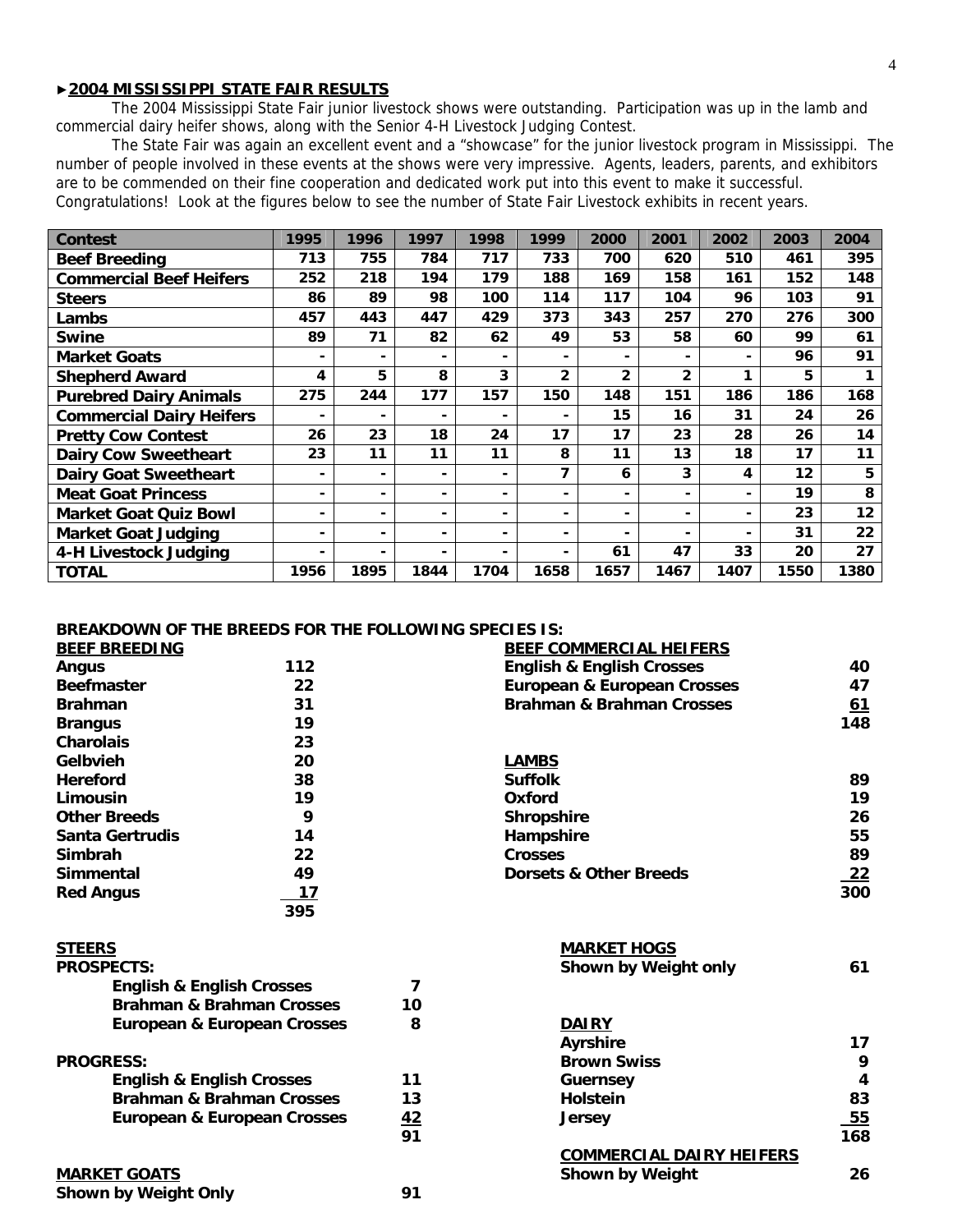## ►2004 MISSISSIPPI STATE FAIR RESULTS

The 2004 Mississippi State Fair junior livestock shows were outstanding. Participation was up in the lamb and commercial dairy heifer shows, along with the Senior 4-H Livestock Judging Contest.

The State Fair was again an excellent event and a "showcase" for the junior livestock program in Mississippi. The number of people involved in these events at the shows were very impressive. Agents, leaders, parents, and exhibitors are to be commended on their fine cooperation and dedicated work put into this event to make it successful. Congratulations! Look at the figures below to see the number of State Fair Livestock exhibits in recent years.

| Contest | 1995 | 1996 | 1997 | 1998 | 1999 | 2000 | 2001 | 2002 | 2003 | 2004 |
|---|---|---|---|---|---|---|---|---|---|---|
| Beef Breeding | 713 | 755 | 784 | 717 | 733 | 700 | 620 | 510 | 461 | 395 |
| Commercial Beef Heifers | 252 | 218 | 194 | 179 | 188 | 169 | 158 | 161 | 152 | 148 |
| Steers | 86 | 89 | 98 | 100 | 114 | 117 | 104 | 96 | 103 | 91 |
| Lambs | 457 | 443 | 447 | 429 | 373 | 343 | 257 | 270 | 276 | 300 |
| Swine | 89 | 71 | 82 | 62 | 49 | 53 | 58 | 60 | 99 | 61 |
| Market Goats | - | - | - | - | - | - | - | - | 96 | 91 |
| Shepherd Award | 4 | 5 | 8 | 3 | 2 | 2 | 2 | 1 | 5 | 1 |
| Purebred Dairy Animals | 275 | 244 | 177 | 157 | 150 | 148 | 151 | 186 | 186 | 168 |
| Commercial Dairy Heifers | - | - | - | - | - | 15 | 16 | 31 | 24 | 26 |
| Pretty Cow Contest | 26 | 23 | 18 | 24 | 17 | 17 | 23 | 28 | 26 | 14 |
| Dairy Cow Sweetheart | 23 | 11 | 11 | 11 | 8 | 11 | 13 | 18 | 17 | 11 |
| Dairy Goat Sweetheart | - | - | - | - | 7 | 6 | 3 | 4 | 12 | 5 |
| Meat Goat Princess | - | - | - | - | - | - | - | - | 19 | 8 |
| Market Goat Quiz Bowl | - | - | - | - | - | - | - | - | 23 | 12 |
| Market Goat Judging | - | - | - | - | - | - | - | - | 31 | 22 |
| 4-H Livestock Judging | - | - | - | - | - | 61 | 47 | 33 | 20 | 27 |
| TOTAL | 1956 | 1895 | 1844 | 1704 | 1658 | 1657 | 1467 | 1407 | 1550 | 1380 |

### BREAKDOWN OF THE BREEDS FOR THE FOLLOWING SPECIES IS:

**BEEF BREEDING**

| Breed | Number |
|---|---|
| Angus | 112 |
| Beefmaster | 22 |
| Brahman | 31 |
| Brangus | 19 |
| Charolais | 23 |
| Gelbvieh | 20 |
| Hereford | 38 |
| Limousin | 19 |
| Other Breeds | 9 |
| Santa Gertrudis | 14 |
| Simbrah | 22 |
| Simmental | 49 |
| Red Angus | 17 |
| | 395 |

**BEEF COMMERCIAL HEIFERS**

| Breed | Number |
|---|---|
| English & English Crosses | 40 |
| European & European Crosses | 47 |
| Brahman & Brahman Crosses | 61 |
| | 148 |

**LAMBS**

| Breed | Number |
|---|---|
| Suffolk | 89 |
| Oxford | 19 |
| Shropshire | 26 |
| Hampshire | 55 |
| Crosses | 89 |
| Dorsets & Other Breeds | 22 |
| | 300 |

**STEERS**

| | Number |
|---|---|
| **PROSPECTS:** | |
| English & English Crosses | 7 |
| Brahman & Brahman Crosses | 10 |
| European & European Crosses | 8 |
| **PROGRESS:** | |
| English & English Crosses | 11 |
| Brahman & Brahman Crosses | 13 |
| European & European Crosses | 42 |
| | 91 |

**MARKET GOATS**

Shown by Weight Only 91

**MARKET HOGS**

Shown by Weight only 61

**DAIRY**

| Breed | Number |
|---|---|
| Ayrshire | 17 |
| Brown Swiss | 9 |
| Guernsey | 4 |
| Holstein | 83 |
| Jersey | 55 |
| | 168 |

**COMMERCIAL DAIRY HEIFERS**

Shown by Weight 26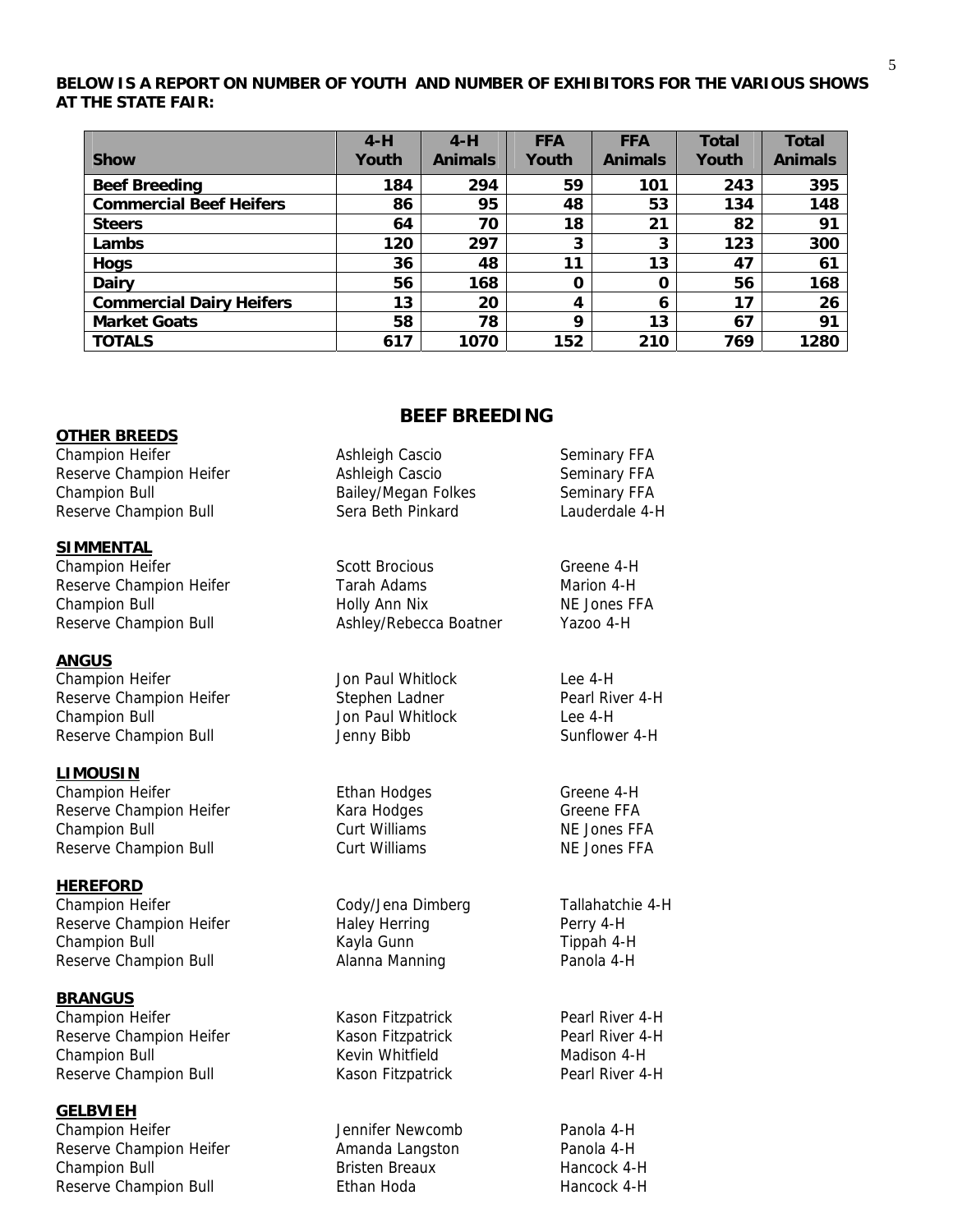**BELOW IS A REPORT ON NUMBER OF YOUTH AND NUMBER OF EXHIBITORS FOR THE VARIOUS SHOWS AT THE STATE FAIR:**

| Show | 4-H Youth | 4-H Animals | FFA Youth | FFA Animals | Total Youth | Total Animals |
|---|---|---|---|---|---|---|
| **Beef Breeding** | 184 | 294 | 59 | 101 | 243 | 395 |
| **Commercial Beef Heifers** | 86 | 95 | 48 | 53 | 134 | 148 |
| **Steers** | 64 | 70 | 18 | 21 | 82 | 91 |
| **Lambs** | 120 | 297 | 3 | 3 | 123 | 300 |
| **Hogs** | 36 | 48 | 11 | 13 | 47 | 61 |
| **Dairy** | 56 | 168 | 0 | 0 | 56 | 168 |
| **Commercial Dairy Heifers** | 13 | 20 | 4 | 6 | 17 | 26 |
| **Market Goats** | 58 | 78 | 9 | 13 | 67 | 91 |
| **TOTALS** | 617 | 1070 | 152 | 210 | 769 | 1280 |

## BEEF BREEDING

**OTHER BREEDS**

Champion Heifer — Ashleigh Cascio — Seminary FFA
Reserve Champion Heifer — Ashleigh Cascio — Seminary FFA
Champion Bull — Bailey/Megan Folkes — Seminary FFA
Reserve Champion Bull — Sera Beth Pinkard — Lauderdale 4-H

**SIMMENTAL**

Champion Heifer — Scott Brocious — Greene 4-H
Reserve Champion Heifer — Tarah Adams — Marion 4-H
Champion Bull — Holly Ann Nix — NE Jones FFA
Reserve Champion Bull — Ashley/Rebecca Boatner — Yazoo 4-H

**ANGUS**

Champion Heifer — Jon Paul Whitlock — Lee 4-H
Reserve Champion Heifer — Stephen Ladner — Pearl River 4-H
Champion Bull — Jon Paul Whitlock — Lee 4-H
Reserve Champion Bull — Jenny Bibb — Sunflower 4-H

**LIMOUSIN**

Champion Heifer — Ethan Hodges — Greene 4-H
Reserve Champion Heifer — Kara Hodges — Greene FFA
Champion Bull — Curt Williams — NE Jones FFA
Reserve Champion Bull — Curt Williams — NE Jones FFA

**HEREFORD**

Champion Heifer — Cody/Jena Dimberg — Tallahatchie 4-H
Reserve Champion Heifer — Haley Herring — Perry 4-H
Champion Bull — Kayla Gunn — Tippah 4-H
Reserve Champion Bull — Alanna Manning — Panola 4-H

**BRANGUS**

Champion Heifer — Kason Fitzpatrick — Pearl River 4-H
Reserve Champion Heifer — Kason Fitzpatrick — Pearl River 4-H
Champion Bull — Kevin Whitfield — Madison 4-H
Reserve Champion Bull — Kason Fitzpatrick — Pearl River 4-H

**GELBVIEH**

Champion Heifer — Jennifer Newcomb — Panola 4-H
Reserve Champion Heifer — Amanda Langston — Panola 4-H
Champion Bull — Bristen Breaux — Hancock 4-H
Reserve Champion Bull — Ethan Hoda — Hancock 4-H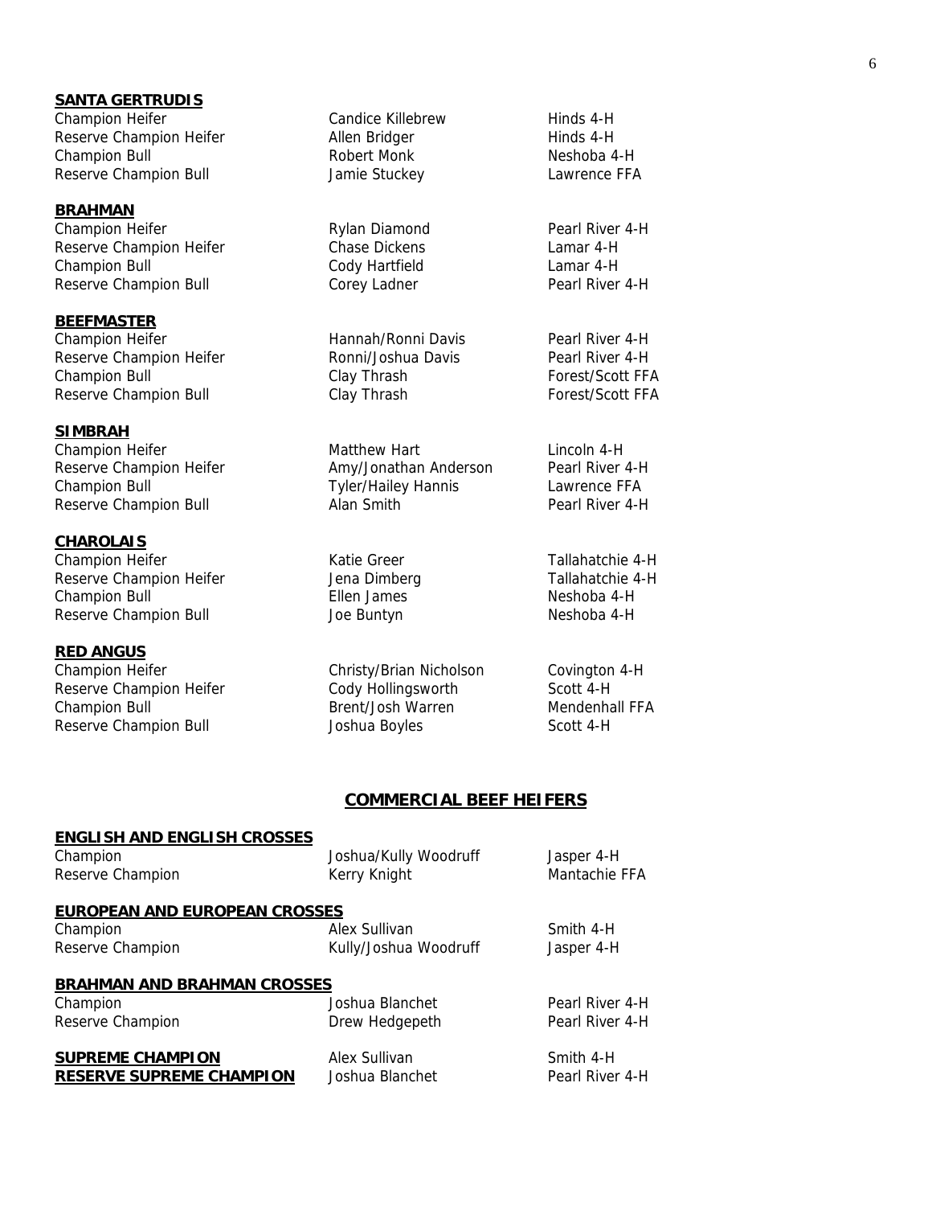**SANTA GERTRUDIS**

| | | |
|---|---|---|
| Champion Heifer | Candice Killebrew | Hinds 4-H |
| Reserve Champion Heifer | Allen Bridger | Hinds 4-H |
| Champion Bull | Robert Monk | Neshoba 4-H |
| Reserve Champion Bull | Jamie Stuckey | Lawrence FFA |

**BRAHMAN**

| | | |
|---|---|---|
| Champion Heifer | Rylan Diamond | Pearl River 4-H |
| Reserve Champion Heifer | Chase Dickens | Lamar 4-H |
| Champion Bull | Cody Hartfield | Lamar 4-H |
| Reserve Champion Bull | Corey Ladner | Pearl River 4-H |

**BEEFMASTER**

| | | |
|---|---|---|
| Champion Heifer | Hannah/Ronni Davis | Pearl River 4-H |
| Reserve Champion Heifer | Ronni/Joshua Davis | Pearl River 4-H |
| Champion Bull | Clay Thrash | Forest/Scott FFA |
| Reserve Champion Bull | Clay Thrash | Forest/Scott FFA |

**SIMBRAH**

| | | |
|---|---|---|
| Champion Heifer | Matthew Hart | Lincoln 4-H |
| Reserve Champion Heifer | Amy/Jonathan Anderson | Pearl River 4-H |
| Champion Bull | Tyler/Hailey Hannis | Lawrence FFA |
| Reserve Champion Bull | Alan Smith | Pearl River 4-H |

**CHAROLAIS**

| | | |
|---|---|---|
| Champion Heifer | Katie Greer | Tallahatchie 4-H |
| Reserve Champion Heifer | Jena Dimberg | Tallahatchie 4-H |
| Champion Bull | Ellen James | Neshoba 4-H |
| Reserve Champion Bull | Joe Buntyn | Neshoba 4-H |

**RED ANGUS**

| | | |
|---|---|---|
| Champion Heifer | Christy/Brian Nicholson | Covington 4-H |
| Reserve Champion Heifer | Cody Hollingsworth | Scott 4-H |
| Champion Bull | Brent/Josh Warren | Mendenhall FFA |
| Reserve Champion Bull | Joshua Boyles | Scott 4-H |

## COMMERCIAL BEEF HEIFERS

**ENGLISH AND ENGLISH CROSSES**

| | | |
|---|---|---|
| Champion | Joshua/Kully Woodruff | Jasper 4-H |
| Reserve Champion | Kerry Knight | Mantachie FFA |

**EUROPEAN AND EUROPEAN CROSSES**

| | | |
|---|---|---|
| Champion | Alex Sullivan | Smith 4-H |
| Reserve Champion | Kully/Joshua Woodruff | Jasper 4-H |

**BRAHMAN AND BRAHMAN CROSSES**

| | | |
|---|---|---|
| Champion | Joshua Blanchet | Pearl River 4-H |
| Reserve Champion | Drew Hedgepeth | Pearl River 4-H |

| | | |
|---|---|---|
| **SUPREME CHAMPION** | Alex Sullivan | Smith 4-H |
| **RESERVE SUPREME CHAMPION** | Joshua Blanchet | Pearl River 4-H |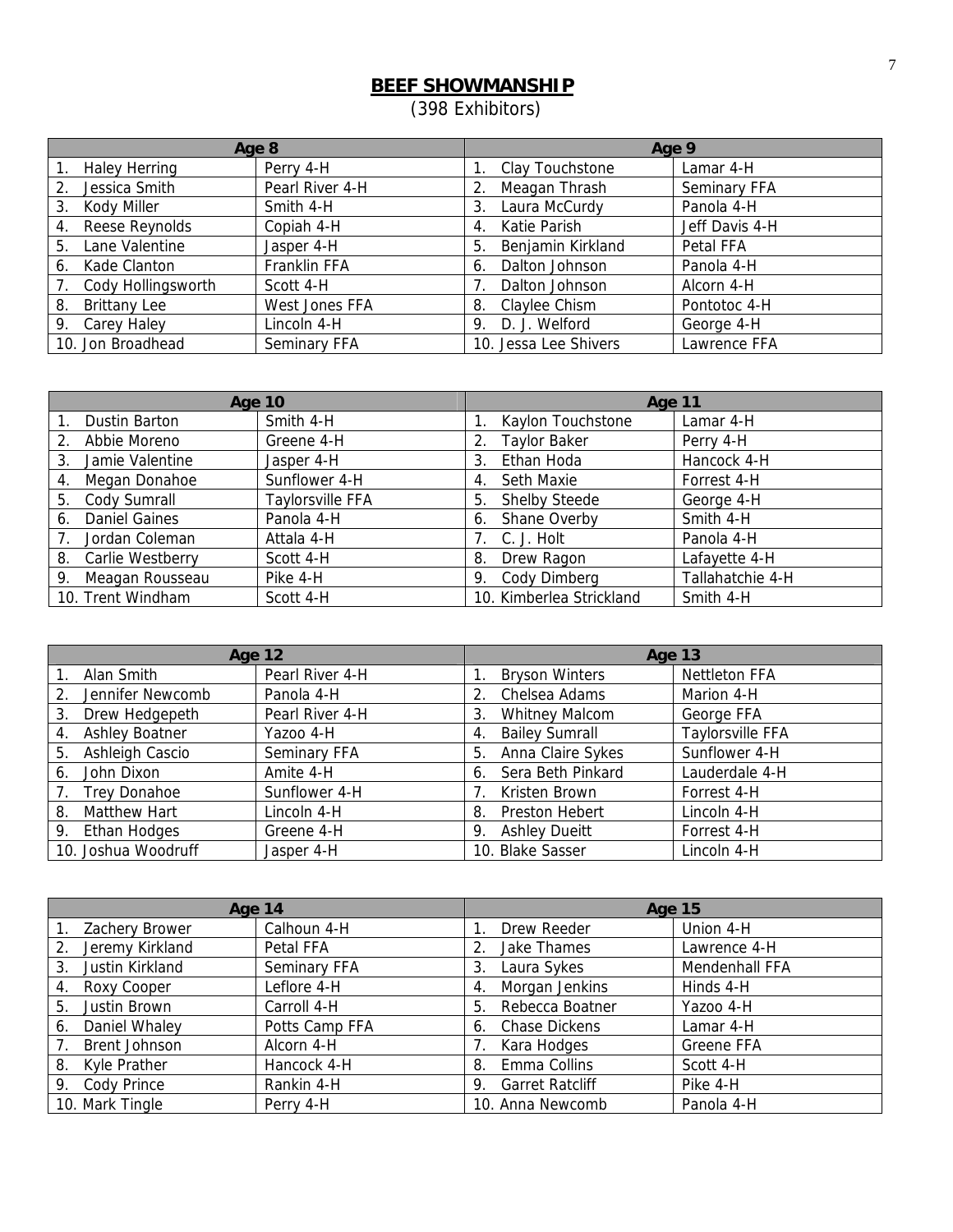# BEEF SHOWMANSHIP

(398 Exhibitors)

| Age 8 | | Age 9 | |
|---|---|---|---|
| 1. Haley Herring | Perry 4-H | 1. Clay Touchstone | Lamar 4-H |
| 2. Jessica Smith | Pearl River 4-H | 2. Meagan Thrash | Seminary FFA |
| 3. Kody Miller | Smith 4-H | 3. Laura McCurdy | Panola 4-H |
| 4. Reese Reynolds | Copiah 4-H | 4. Katie Parish | Jeff Davis 4-H |
| 5. Lane Valentine | Jasper 4-H | 5. Benjamin Kirkland | Petal FFA |
| 6. Kade Clanton | Franklin FFA | 6. Dalton Johnson | Panola 4-H |
| 7. Cody Hollingsworth | Scott 4-H | 7. Dalton Johnson | Alcorn 4-H |
| 8. Brittany Lee | West Jones FFA | 8. Claylee Chism | Pontotoc 4-H |
| 9. Carey Haley | Lincoln 4-H | 9. D. J. Welford | George 4-H |
| 10. Jon Broadhead | Seminary FFA | 10. Jessa Lee Shivers | Lawrence FFA |

| Age 10 | | Age 11 | |
|---|---|---|---|
| 1. Dustin Barton | Smith 4-H | 1. Kaylon Touchstone | Lamar 4-H |
| 2. Abbie Moreno | Greene 4-H | 2. Taylor Baker | Perry 4-H |
| 3. Jamie Valentine | Jasper 4-H | 3. Ethan Hoda | Hancock 4-H |
| 4. Megan Donahoe | Sunflower 4-H | 4. Seth Maxie | Forrest 4-H |
| 5. Cody Sumrall | Taylorsville FFA | 5. Shelby Steede | George 4-H |
| 6. Daniel Gaines | Panola 4-H | 6. Shane Overby | Smith 4-H |
| 7. Jordan Coleman | Attala 4-H | 7. C. J. Holt | Panola 4-H |
| 8. Carlie Westberry | Scott 4-H | 8. Drew Ragon | Lafayette 4-H |
| 9. Meagan Rousseau | Pike 4-H | 9. Cody Dimberg | Tallahatchie 4-H |
| 10. Trent Windham | Scott 4-H | 10. Kimberlea Strickland | Smith 4-H |

| Age 12 | | Age 13 | |
|---|---|---|---|
| 1. Alan Smith | Pearl River 4-H | 1. Bryson Winters | Nettleton FFA |
| 2. Jennifer Newcomb | Panola 4-H | 2. Chelsea Adams | Marion 4-H |
| 3. Drew Hedgepeth | Pearl River 4-H | 3. Whitney Malcom | George FFA |
| 4. Ashley Boatner | Yazoo 4-H | 4. Bailey Sumrall | Taylorsville FFA |
| 5. Ashleigh Cascio | Seminary FFA | 5. Anna Claire Sykes | Sunflower 4-H |
| 6. John Dixon | Amite 4-H | 6. Sera Beth Pinkard | Lauderdale 4-H |
| 7. Trey Donahoe | Sunflower 4-H | 7. Kristen Brown | Forrest 4-H |
| 8. Matthew Hart | Lincoln 4-H | 8. Preston Hebert | Lincoln 4-H |
| 9. Ethan Hodges | Greene 4-H | 9. Ashley Dueitt | Forrest 4-H |
| 10. Joshua Woodruff | Jasper 4-H | 10. Blake Sasser | Lincoln 4-H |

| Age 14 | | Age 15 | |
|---|---|---|---|
| 1. Zachery Brower | Calhoun 4-H | 1. Drew Reeder | Union 4-H |
| 2. Jeremy Kirkland | Petal FFA | 2. Jake Thames | Lawrence 4-H |
| 3. Justin Kirkland | Seminary FFA | 3. Laura Sykes | Mendenhall FFA |
| 4. Roxy Cooper | Leflore 4-H | 4. Morgan Jenkins | Hinds 4-H |
| 5. Justin Brown | Carroll 4-H | 5. Rebecca Boatner | Yazoo 4-H |
| 6. Daniel Whaley | Potts Camp FFA | 6. Chase Dickens | Lamar 4-H |
| 7. Brent Johnson | Alcorn 4-H | 7. Kara Hodges | Greene FFA |
| 8. Kyle Prather | Hancock 4-H | 8. Emma Collins | Scott 4-H |
| 9. Cody Prince | Rankin 4-H | 9. Garret Ratcliff | Pike 4-H |
| 10. Mark Tingle | Perry 4-H | 10. Anna Newcomb | Panola 4-H |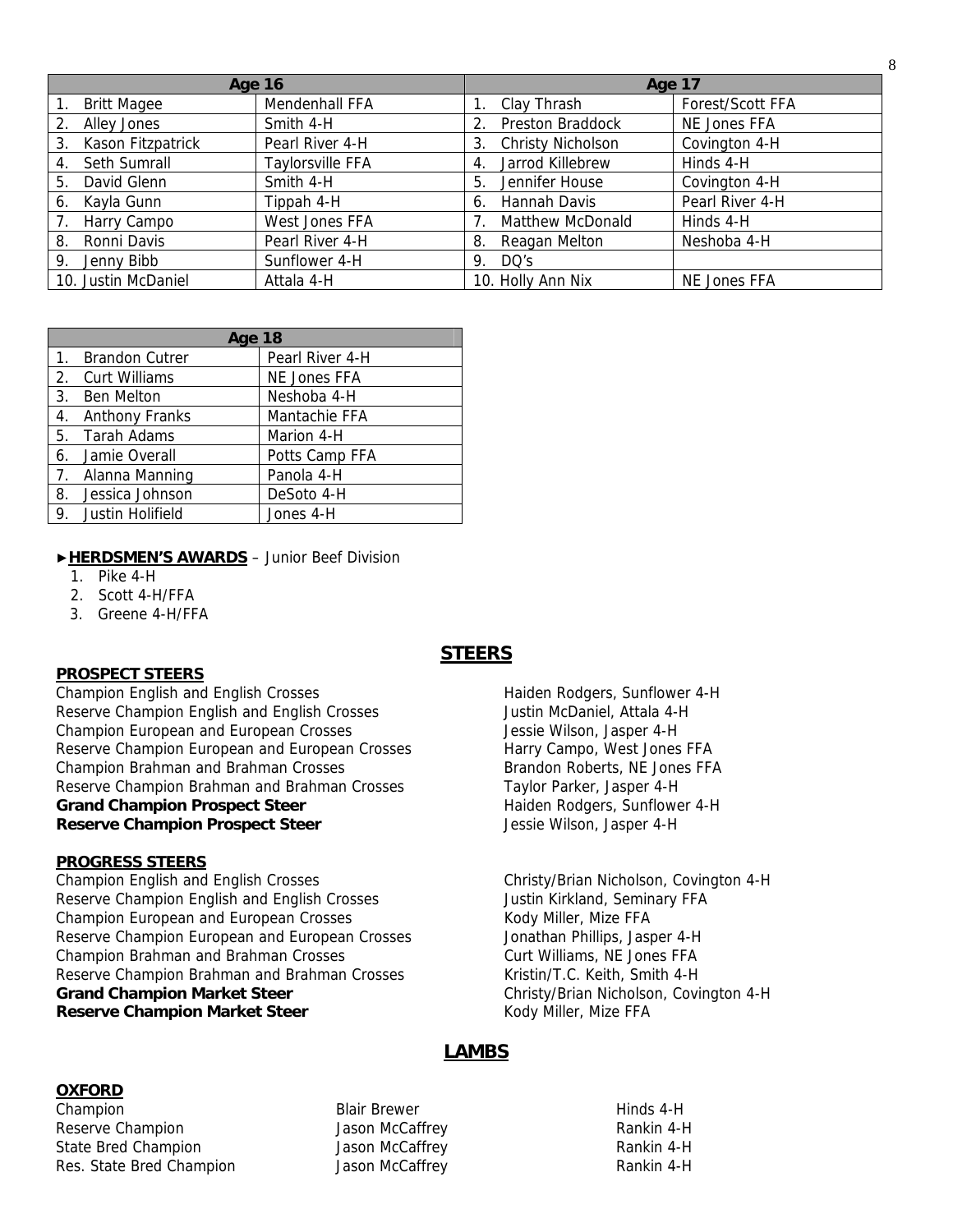| Age 16 | | Age 17 | |
|---|---|---|---|
| 1. Britt Magee | Mendenhall FFA | 1. Clay Thrash | Forest/Scott FFA |
| 2. Alley Jones | Smith 4-H | 2. Preston Braddock | NE Jones FFA |
| 3. Kason Fitzpatrick | Pearl River 4-H | 3. Christy Nicholson | Covington 4-H |
| 4. Seth Sumrall | Taylorsville FFA | 4. Jarrod Killebrew | Hinds 4-H |
| 5. David Glenn | Smith 4-H | 5. Jennifer House | Covington 4-H |
| 6. Kayla Gunn | Tippah 4-H | 6. Hannah Davis | Pearl River 4-H |
| 7. Harry Campo | West Jones FFA | 7. Matthew McDonald | Hinds 4-H |
| 8. Ronni Davis | Pearl River 4-H | 8. Reagan Melton | Neshoba 4-H |
| 9. Jenny Bibb | Sunflower 4-H | 9. DQ's | |
| 10. Justin McDaniel | Attala 4-H | 10. Holly Ann Nix | NE Jones FFA |

| Age 18 | |
|---|---|
| 1. Brandon Cutrer | Pearl River 4-H |
| 2. Curt Williams | NE Jones FFA |
| 3. Ben Melton | Neshoba 4-H |
| 4. Anthony Franks | Mantachie FFA |
| 5. Tarah Adams | Marion 4-H |
| 6. Jamie Overall | Potts Camp FFA |
| 7. Alanna Manning | Panola 4-H |
| 8. Jessica Johnson | DeSoto 4-H |
| 9. Justin Holifield | Jones 4-H |

►**HERDSMEN'S AWARDS** – Junior Beef Division

1. Pike 4-H
2. Scott 4-H/FFA
3. Greene 4-H/FFA

## STEERS

### PROSPECT STEERS

Champion English and English Crosses — Haiden Rodgers, Sunflower 4-H
Reserve Champion English and English Crosses — Justin McDaniel, Attala 4-H
Champion European and European Crosses — Jessie Wilson, Jasper 4-H
Reserve Champion European and European Crosses — Harry Campo, West Jones FFA
Champion Brahman and Brahman Crosses — Brandon Roberts, NE Jones FFA
Reserve Champion Brahman and Brahman Crosses — Taylor Parker, Jasper 4-H
**Grand Champion Prospect Steer** — Haiden Rodgers, Sunflower 4-H
**Reserve Champion Prospect Steer** — Jessie Wilson, Jasper 4-H

### PROGRESS STEERS

Champion English and English Crosses — Christy/Brian Nicholson, Covington 4-H
Reserve Champion English and English Crosses — Justin Kirkland, Seminary FFA
Champion European and European Crosses — Kody Miller, Mize FFA
Reserve Champion European and European Crosses — Jonathan Phillips, Jasper 4-H
Champion Brahman and Brahman Crosses — Curt Williams, NE Jones FFA
Reserve Champion Brahman and Brahman Crosses — Kristin/T.C. Keith, Smith 4-H
**Grand Champion Market Steer** — Christy/Brian Nicholson, Covington 4-H
**Reserve Champion Market Steer** — Kody Miller, Mize FFA

## LAMBS

### OXFORD

| | | |
|---|---|---|
| Champion | Blair Brewer | Hinds 4-H |
| Reserve Champion | Jason McCaffrey | Rankin 4-H |
| State Bred Champion | Jason McCaffrey | Rankin 4-H |
| Res. State Bred Champion | Jason McCaffrey | Rankin 4-H |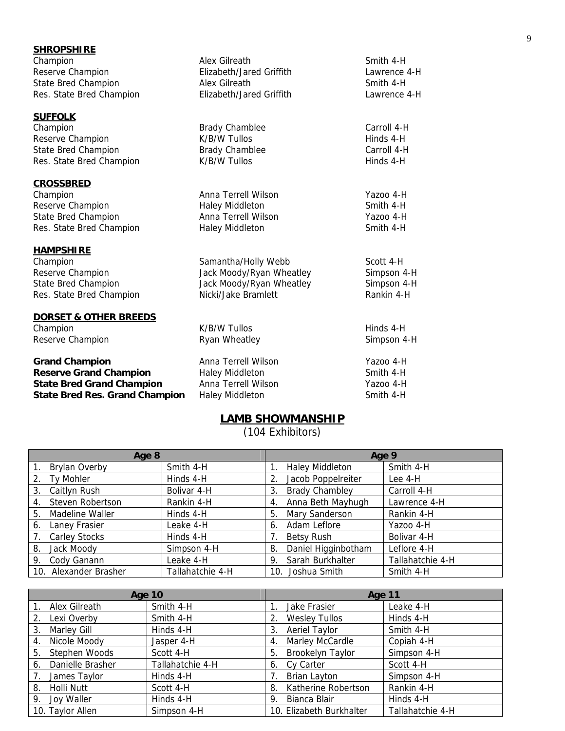**SHROPSHIRE**

| | | |
|---|---|---|
| Champion | Alex Gilreath | Smith 4-H |
| Reserve Champion | Elizabeth/Jared Griffith | Lawrence 4-H |
| State Bred Champion | Alex Gilreath | Smith 4-H |
| Res. State Bred Champion | Elizabeth/Jared Griffith | Lawrence 4-H |

**SUFFOLK**

| | | |
|---|---|---|
| Champion | Brady Chamblee | Carroll 4-H |
| Reserve Champion | K/B/W Tullos | Hinds 4-H |
| State Bred Champion | Brady Chamblee | Carroll 4-H |
| Res. State Bred Champion | K/B/W Tullos | Hinds 4-H |

**CROSSBRED**

| | | |
|---|---|---|
| Champion | Anna Terrell Wilson | Yazoo 4-H |
| Reserve Champion | Haley Middleton | Smith 4-H |
| State Bred Champion | Anna Terrell Wilson | Yazoo 4-H |
| Res. State Bred Champion | Haley Middleton | Smith 4-H |

**HAMPSHIRE**

| | | |
|---|---|---|
| Champion | Samantha/Holly Webb | Scott 4-H |
| Reserve Champion | Jack Moody/Ryan Wheatley | Simpson 4-H |
| State Bred Champion | Jack Moody/Ryan Wheatley | Simpson 4-H |
| Res. State Bred Champion | Nicki/Jake Bramlett | Rankin 4-H |

**DORSET & OTHER BREEDS**

| | | |
|---|---|---|
| Champion | K/B/W Tullos | Hinds 4-H |
| Reserve Champion | Ryan Wheatley | Simpson 4-H |

| | | |
|---|---|---|
| **Grand Champion** | Anna Terrell Wilson | Yazoo 4-H |
| **Reserve Grand Champion** | Haley Middleton | Smith 4-H |
| **State Bred Grand Champion** | Anna Terrell Wilson | Yazoo 4-H |
| **State Bred Res. Grand Champion** | Haley Middleton | Smith 4-H |

## LAMB SHOWMANSHIP

(104 Exhibitors)

| Age 8 | | Age 9 | |
|---|---|---|---|
| 1. Brylan Overby | Smith 4-H | 1. Haley Middleton | Smith 4-H |
| 2. Ty Mohler | Hinds 4-H | 2. Jacob Poppelreiter | Lee 4-H |
| 3. Caitlyn Rush | Bolivar 4-H | 3. Brady Chambley | Carroll 4-H |
| 4. Steven Robertson | Rankin 4-H | 4. Anna Beth Mayhugh | Lawrence 4-H |
| 5. Madeline Waller | Hinds 4-H | 5. Mary Sanderson | Rankin 4-H |
| 6. Laney Frasier | Leake 4-H | 6. Adam Leflore | Yazoo 4-H |
| 7. Carley Stocks | Hinds 4-H | 7. Betsy Rush | Bolivar 4-H |
| 8. Jack Moody | Simpson 4-H | 8. Daniel Higginbotham | Leflore 4-H |
| 9. Cody Ganann | Leake 4-H | 9. Sarah Burkhalter | Tallahatchie 4-H |
| 10. Alexander Brasher | Tallahatchie 4-H | 10. Joshua Smith | Smith 4-H |

| Age 10 | | Age 11 | |
|---|---|---|---|
| 1. Alex Gilreath | Smith 4-H | 1. Jake Frasier | Leake 4-H |
| 2. Lexi Overby | Smith 4-H | 2. Wesley Tullos | Hinds 4-H |
| 3. Marley Gill | Hinds 4-H | 3. Aeriel Taylor | Smith 4-H |
| 4. Nicole Moody | Jasper 4-H | 4. Marley McCardle | Copiah 4-H |
| 5. Stephen Woods | Scott 4-H | 5. Brookelyn Taylor | Simpson 4-H |
| 6. Danielle Brasher | Tallahatchie 4-H | 6. Cy Carter | Scott 4-H |
| 7. James Taylor | Hinds 4-H | 7. Brian Layton | Simpson 4-H |
| 8. Holli Nutt | Scott 4-H | 8. Katherine Robertson | Rankin 4-H |
| 9. Joy Waller | Hinds 4-H | 9. Bianca Blair | Hinds 4-H |
| 10. Taylor Allen | Simpson 4-H | 10. Elizabeth Burkhalter | Tallahatchie 4-H |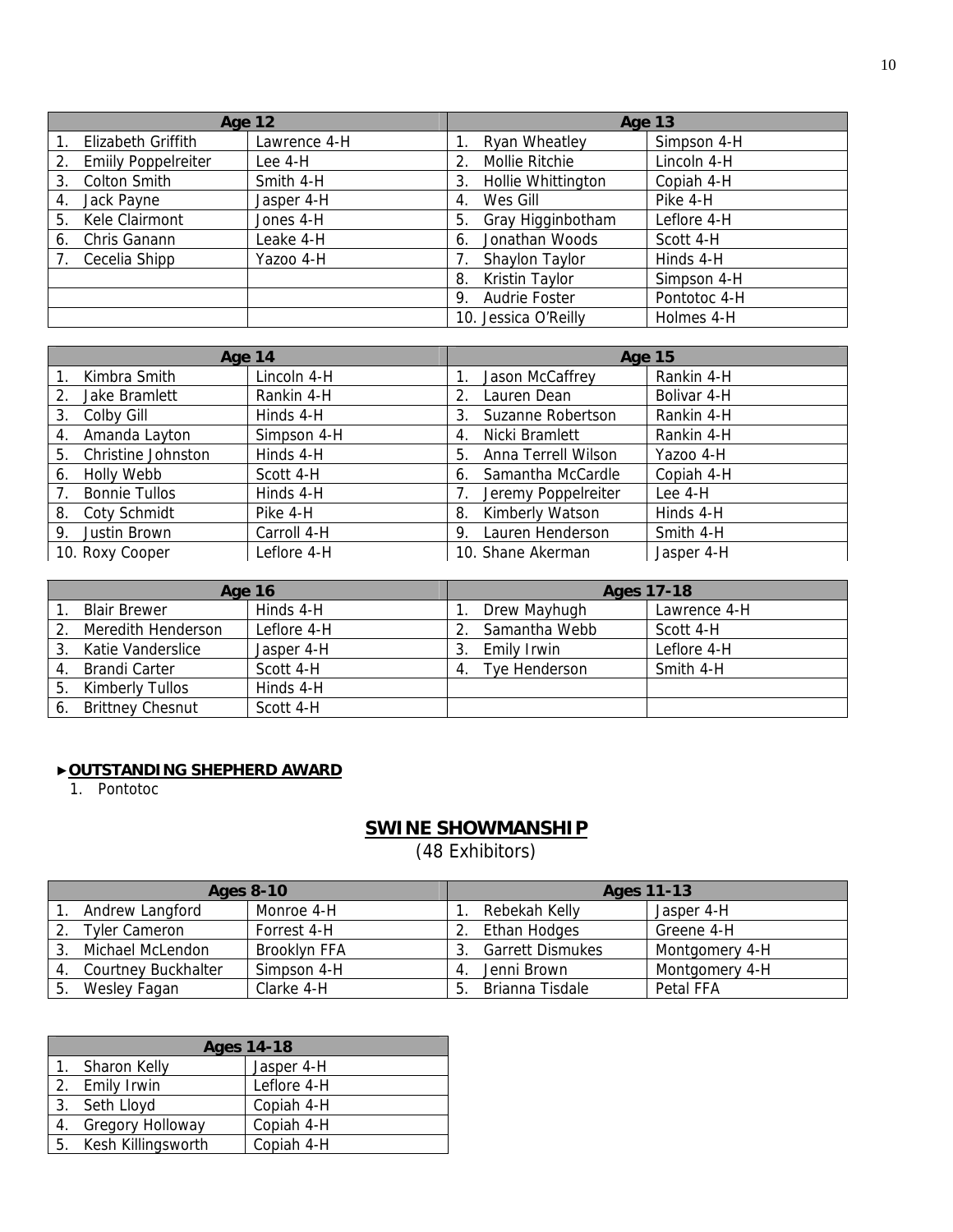| Age 12 | | Age 13 | |
|---|---|---|---|
| 1. Elizabeth Griffith | Lawrence 4-H | 1. Ryan Wheatley | Simpson 4-H |
| 2. Emiily Poppelreiter | Lee 4-H | 2. Mollie Ritchie | Lincoln 4-H |
| 3. Colton Smith | Smith 4-H | 3. Hollie Whittington | Copiah 4-H |
| 4. Jack Payne | Jasper 4-H | 4. Wes Gill | Pike 4-H |
| 5. Kele Clairmont | Jones 4-H | 5. Gray Higginbotham | Leflore 4-H |
| 6. Chris Ganann | Leake 4-H | 6. Jonathan Woods | Scott 4-H |
| 7. Cecelia Shipp | Yazoo 4-H | 7. Shaylon Taylor | Hinds 4-H |
| | | 8. Kristin Taylor | Simpson 4-H |
| | | 9. Audrie Foster | Pontotoc 4-H |
| | | 10. Jessica O'Reilly | Holmes 4-H |

| Age 14 | | Age 15 | |
|---|---|---|---|
| 1. Kimbra Smith | Lincoln 4-H | 1. Jason McCaffrey | Rankin 4-H |
| 2. Jake Bramlett | Rankin 4-H | 2. Lauren Dean | Bolivar 4-H |
| 3. Colby Gill | Hinds 4-H | 3. Suzanne Robertson | Rankin 4-H |
| 4. Amanda Layton | Simpson 4-H | 4. Nicki Bramlett | Rankin 4-H |
| 5. Christine Johnston | Hinds 4-H | 5. Anna Terrell Wilson | Yazoo 4-H |
| 6. Holly Webb | Scott 4-H | 6. Samantha McCardle | Copiah 4-H |
| 7. Bonnie Tullos | Hinds 4-H | 7. Jeremy Poppelreiter | Lee 4-H |
| 8. Coty Schmidt | Pike 4-H | 8. Kimberly Watson | Hinds 4-H |
| 9. Justin Brown | Carroll 4-H | 9. Lauren Henderson | Smith 4-H |
| 10. Roxy Cooper | Leflore 4-H | 10. Shane Akerman | Jasper 4-H |

| Age 16 | | Ages 17-18 | |
|---|---|---|---|
| 1. Blair Brewer | Hinds 4-H | 1. Drew Mayhugh | Lawrence 4-H |
| 2. Meredith Henderson | Leflore 4-H | 2. Samantha Webb | Scott 4-H |
| 3. Katie Vanderslice | Jasper 4-H | 3. Emily Irwin | Leflore 4-H |
| 4. Brandi Carter | Scott 4-H | 4. Tye Henderson | Smith 4-H |
| 5. Kimberly Tullos | Hinds 4-H | | |
| 6. Brittney Chesnut | Scott 4-H | | |

►**OUTSTANDING SHEPHERD AWARD**

1. Pontotoc

## SWINE SHOWMANSHIP

(48 Exhibitors)

| Ages 8-10 | | Ages 11-13 | |
|---|---|---|---|
| 1. Andrew Langford | Monroe 4-H | 1. Rebekah Kelly | Jasper 4-H |
| 2. Tyler Cameron | Forrest 4-H | 2. Ethan Hodges | Greene 4-H |
| 3. Michael McLendon | Brooklyn FFA | 3. Garrett Dismukes | Montgomery 4-H |
| 4. Courtney Buckhalter | Simpson 4-H | 4. Jenni Brown | Montgomery 4-H |
| 5. Wesley Fagan | Clarke 4-H | 5. Brianna Tisdale | Petal FFA |

| Ages 14-18 | |
|---|---|
| 1. Sharon Kelly | Jasper 4-H |
| 2. Emily Irwin | Leflore 4-H |
| 3. Seth Lloyd | Copiah 4-H |
| 4. Gregory Holloway | Copiah 4-H |
| 5. Kesh Killingsworth | Copiah 4-H |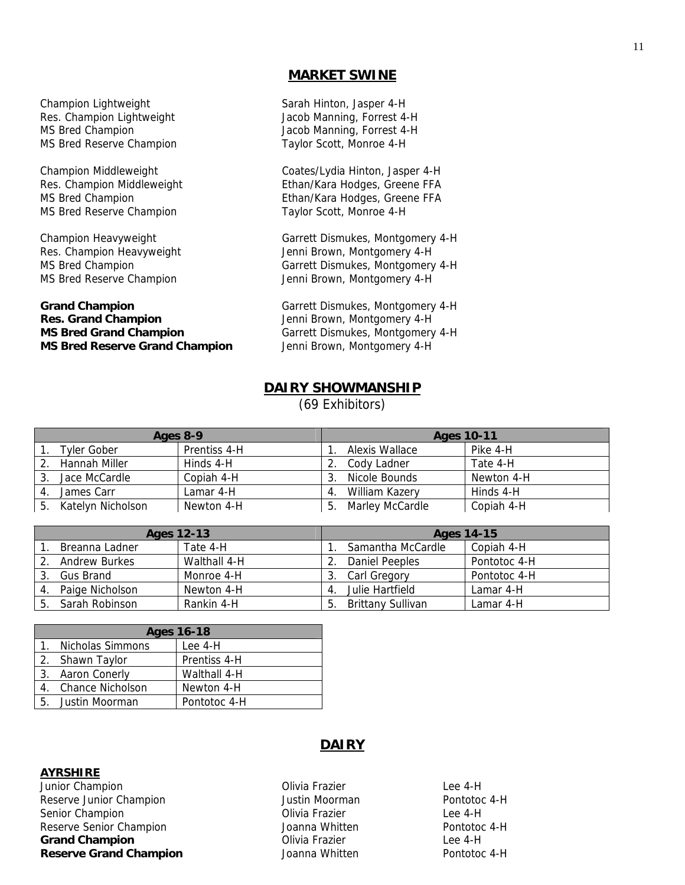## MARKET SWINE

| | |
|---|---|
| Champion Lightweight | Sarah Hinton, Jasper 4-H |
| Res. Champion Lightweight | Jacob Manning, Forrest 4-H |
| MS Bred Champion | Jacob Manning, Forrest 4-H |
| MS Bred Reserve Champion | Taylor Scott, Monroe 4-H |
| Champion Middleweight | Coates/Lydia Hinton, Jasper 4-H |
| Res. Champion Middleweight | Ethan/Kara Hodges, Greene FFA |
| MS Bred Champion | Ethan/Kara Hodges, Greene FFA |
| MS Bred Reserve Champion | Taylor Scott, Monroe 4-H |
| Champion Heavyweight | Garrett Dismukes, Montgomery 4-H |
| Res. Champion Heavyweight | Jenni Brown, Montgomery 4-H |
| MS Bred Champion | Garrett Dismukes, Montgomery 4-H |
| MS Bred Reserve Champion | Jenni Brown, Montgomery 4-H |
| **Grand Champion** | Garrett Dismukes, Montgomery 4-H |
| **Res. Grand Champion** | Jenni Brown, Montgomery 4-H |
| **MS Bred Grand Champion** | Garrett Dismukes, Montgomery 4-H |
| **MS Bred Reserve Grand Champion** | Jenni Brown, Montgomery 4-H |

## DAIRY SHOWMANSHIP

(69 Exhibitors)

| Ages 8-9 | | Ages 10-11 | |
|---|---|---|---|
| 1. Tyler Gober | Prentiss 4-H | 1. Alexis Wallace | Pike 4-H |
| 2. Hannah Miller | Hinds 4-H | 2. Cody Ladner | Tate 4-H |
| 3. Jace McCardle | Copiah 4-H | 3. Nicole Bounds | Newton 4-H |
| 4. James Carr | Lamar 4-H | 4. William Kazery | Hinds 4-H |
| 5. Katelyn Nicholson | Newton 4-H | 5. Marley McCardle | Copiah 4-H |

| Ages 12-13 | | Ages 14-15 | |
|---|---|---|---|
| 1. Breanna Ladner | Tate 4-H | 1. Samantha McCardle | Copiah 4-H |
| 2. Andrew Burkes | Walthall 4-H | 2. Daniel Peeples | Pontotoc 4-H |
| 3. Gus Brand | Monroe 4-H | 3. Carl Gregory | Pontotoc 4-H |
| 4. Paige Nicholson | Newton 4-H | 4. Julie Hartfield | Lamar 4-H |
| 5. Sarah Robinson | Rankin 4-H | 5. Brittany Sullivan | Lamar 4-H |

| Ages 16-18 | |
|---|---|
| 1. Nicholas Simmons | Lee 4-H |
| 2. Shawn Taylor | Prentiss 4-H |
| 3. Aaron Conerly | Walthall 4-H |
| 4. Chance Nicholson | Newton 4-H |
| 5. Justin Moorman | Pontotoc 4-H |

## DAIRY

### AYRSHIRE

| | | |
|---|---|---|
| Junior Champion | Olivia Frazier | Lee 4-H |
| Reserve Junior Champion | Justin Moorman | Pontotoc 4-H |
| Senior Champion | Olivia Frazier | Lee 4-H |
| Reserve Senior Champion | Joanna Whitten | Pontotoc 4-H |
| **Grand Champion** | Olivia Frazier | Lee 4-H |
| **Reserve Grand Champion** | Joanna Whitten | Pontotoc 4-H |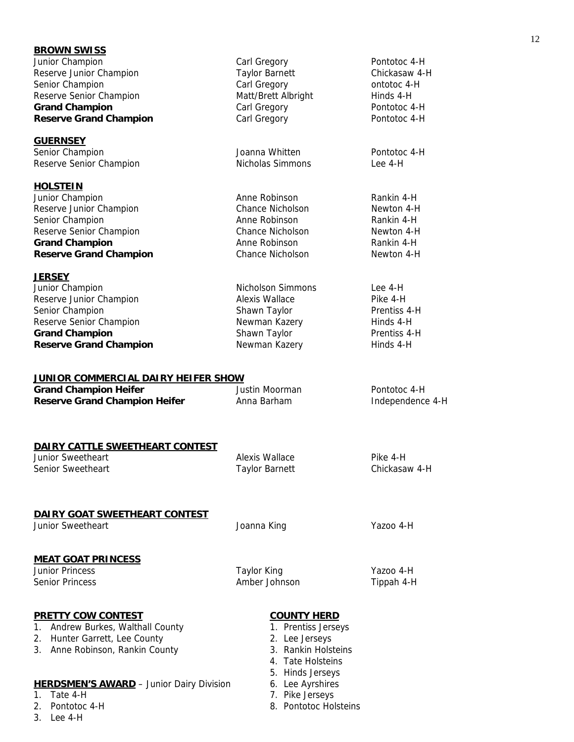**BROWN SWISS**

| | | |
|---|---|---|
| Junior Champion | Carl Gregory | Pontotoc 4-H |
| Reserve Junior Champion | Taylor Barnett | Chickasaw 4-H |
| Senior Champion | Carl Gregory | ontotoc 4-H |
| Reserve Senior Champion | Matt/Brett Albright | Hinds 4-H |
| **Grand Champion** | Carl Gregory | Pontotoc 4-H |
| **Reserve Grand Champion** | Carl Gregory | Pontotoc 4-H |

**GUERNSEY**

| | | |
|---|---|---|
| Senior Champion | Joanna Whitten | Pontotoc 4-H |
| Reserve Senior Champion | Nicholas Simmons | Lee 4-H |

**HOLSTEIN**

| | | |
|---|---|---|
| Junior Champion | Anne Robinson | Rankin 4-H |
| Reserve Junior Champion | Chance Nicholson | Newton 4-H |
| Senior Champion | Anne Robinson | Rankin 4-H |
| Reserve Senior Champion | Chance Nicholson | Newton 4-H |
| **Grand Champion** | Anne Robinson | Rankin 4-H |
| **Reserve Grand Champion** | Chance Nicholson | Newton 4-H |

**JERSEY**

| | | |
|---|---|---|
| Junior Champion | Nicholson Simmons | Lee 4-H |
| Reserve Junior Champion | Alexis Wallace | Pike 4-H |
| Senior Champion | Shawn Taylor | Prentiss 4-H |
| Reserve Senior Champion | Newman Kazery | Hinds 4-H |
| **Grand Champion** | Shawn Taylor | Prentiss 4-H |
| **Reserve Grand Champion** | Newman Kazery | Hinds 4-H |

**JUNIOR COMMERCIAL DAIRY HEIFER SHOW**

| | | |
|---|---|---|
| **Grand Champion Heifer** | Justin Moorman | Pontotoc 4-H |
| **Reserve Grand Champion Heifer** | Anna Barham | Independence 4-H |

**DAIRY CATTLE SWEETHEART CONTEST**

| | | |
|---|---|---|
| Junior Sweetheart | Alexis Wallace | Pike 4-H |
| Senior Sweetheart | Taylor Barnett | Chickasaw 4-H |

**DAIRY GOAT SWEETHEART CONTEST**

| | | |
|---|---|---|
| Junior Sweetheart | Joanna King | Yazoo 4-H |

**MEAT GOAT PRINCESS**

| | | |
|---|---|---|
| Junior Princess | Taylor King | Yazoo 4-H |
| Senior Princess | Amber Johnson | Tippah 4-H |

**PRETTY COW CONTEST**

1. Andrew Burkes, Walthall County
2. Hunter Garrett, Lee County
3. Anne Robinson, Rankin County

**HERDSMEN'S AWARD** – Junior Dairy Division

1. Tate 4-H
2. Pontotoc 4-H
3. Lee 4-H

**COUNTY HERD**

1. Prentiss Jerseys
2. Lee Jerseys
3. Rankin Holsteins
4. Tate Holsteins
5. Hinds Jerseys
6. Lee Ayrshires
7. Pike Jerseys
8. Pontotoc Holsteins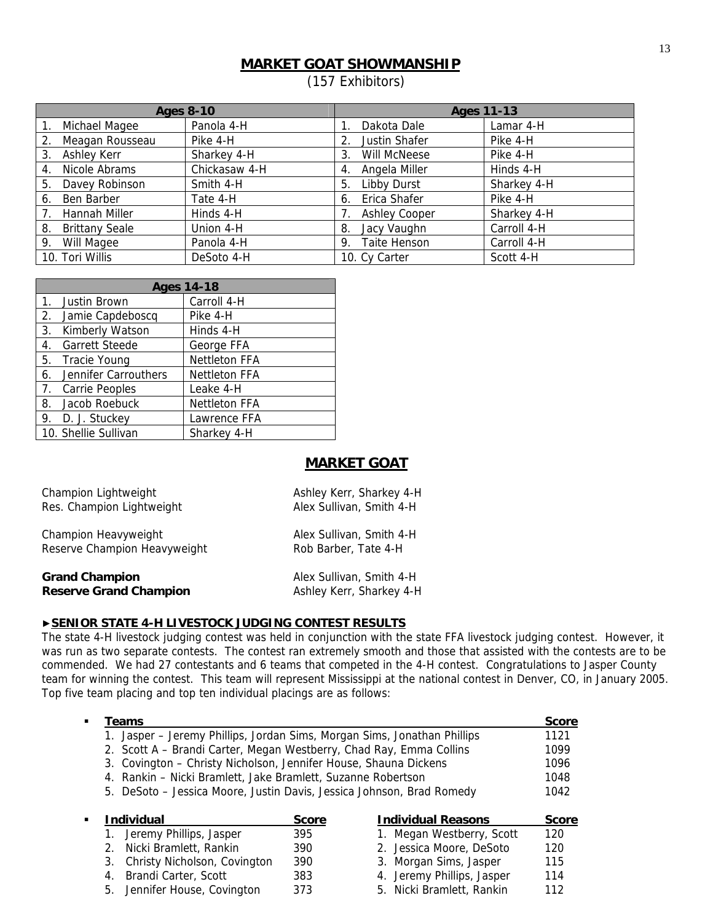## MARKET GOAT SHOWMANSHIP

(157 Exhibitors)

| Ages 8-10 | | Ages 11-13 | |
|---|---|---|---|
| 1. Michael Magee | Panola 4-H | 1. Dakota Dale | Lamar 4-H |
| 2. Meagan Rousseau | Pike 4-H | 2. Justin Shafer | Pike 4-H |
| 3. Ashley Kerr | Sharkey 4-H | 3. Will McNeese | Pike 4-H |
| 4. Nicole Abrams | Chickasaw 4-H | 4. Angela Miller | Hinds 4-H |
| 5. Davey Robinson | Smith 4-H | 5. Libby Durst | Sharkey 4-H |
| 6. Ben Barber | Tate 4-H | 6. Erica Shafer | Pike 4-H |
| 7. Hannah Miller | Hinds 4-H | 7. Ashley Cooper | Sharkey 4-H |
| 8. Brittany Seale | Union 4-H | 8. Jacy Vaughn | Carroll 4-H |
| 9. Will Magee | Panola 4-H | 9. Taite Henson | Carroll 4-H |
| 10. Tori Willis | DeSoto 4-H | 10. Cy Carter | Scott 4-H |

| Ages 14-18 | |
|---|---|
| 1. Justin Brown | Carroll 4-H |
| 2. Jamie Capdeboscq | Pike 4-H |
| 3. Kimberly Watson | Hinds 4-H |
| 4. Garrett Steede | George FFA |
| 5. Tracie Young | Nettleton FFA |
| 6. Jennifer Carrouthers | Nettleton FFA |
| 7. Carrie Peoples | Leake 4-H |
| 8. Jacob Roebuck | Nettleton FFA |
| 9. D. J. Stuckey | Lawrence FFA |
| 10. Shellie Sullivan | Sharkey 4-H |

## MARKET GOAT

Champion Lightweight — Ashley Kerr, Sharkey 4-H
Res. Champion Lightweight — Alex Sullivan, Smith 4-H

Champion Heavyweight — Alex Sullivan, Smith 4-H
Reserve Champion Heavyweight — Rob Barber, Tate 4-H

**Grand Champion** — Alex Sullivan, Smith 4-H
**Reserve Grand Champion** — Ashley Kerr, Sharkey 4-H

### ►SENIOR STATE 4-H LIVESTOCK JUDGING CONTEST RESULTS

The state 4-H livestock judging contest was held in conjunction with the state FFA livestock judging contest. However, it was run as two separate contests. The contest ran extremely smooth and those that assisted with the contests are to be commended. We had 27 contestants and 6 teams that competed in the 4-H contest. Congratulations to Jasper County team for winning the contest. This team will represent Mississippi at the national contest in Denver, CO, in January 2005. Top five team placing and top ten individual placings are as follows:

- **Teams**

| Teams | Score |
|---|---|
| 1. Jasper – Jeremy Phillips, Jordan Sims, Morgan Sims, Jonathan Phillips | 1121 |
| 2. Scott A – Brandi Carter, Megan Westberry, Chad Ray, Emma Collins | 1099 |
| 3. Covington – Christy Nicholson, Jennifer House, Shauna Dickens | 1096 |
| 4. Rankin – Nicki Bramlett, Jake Bramlett, Suzanne Robertson | 1048 |
| 5. DeSoto – Jessica Moore, Justin Davis, Jessica Johnson, Brad Romedy | 1042 |

- **Individual**

| Individual | Score | Individual Reasons | Score |
|---|---|---|---|
| 1. Jeremy Phillips, Jasper | 395 | 1. Megan Westberry, Scott | 120 |
| 2. Nicki Bramlett, Rankin | 390 | 2. Jessica Moore, DeSoto | 120 |
| 3. Christy Nicholson, Covington | 390 | 3. Morgan Sims, Jasper | 115 |
| 4. Brandi Carter, Scott | 383 | 4. Jeremy Phillips, Jasper | 114 |
| 5. Jennifer House, Covington | 373 | 5. Nicki Bramlett, Rankin | 112 |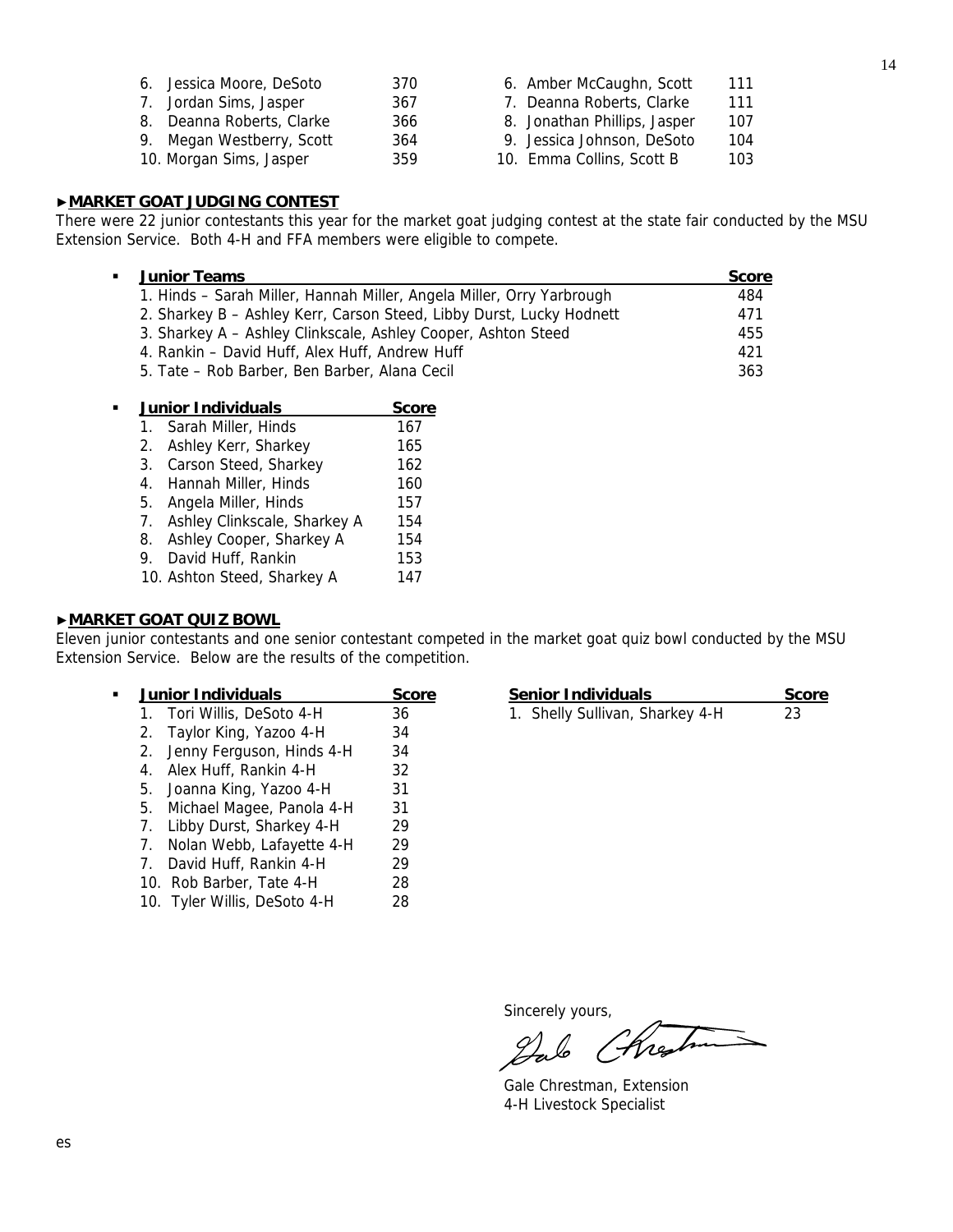| | | |
|---|---|---|
| 6. | Jessica Moore, DeSoto | 370 |
| 7. | Jordan Sims, Jasper | 367 |
| 8. | Deanna Roberts, Clarke | 366 |
| 9. | Megan Westberry, Scott | 364 |
| 10. | Morgan Sims, Jasper | 359 |

| | | |
|---|---|---|
| 6. | Amber McCaughn, Scott | 111 |
| 7. | Deanna Roberts, Clarke | 111 |
| 8. | Jonathan Phillips, Jasper | 107 |
| 9. | Jessica Johnson, DeSoto | 104 |
| 10. | Emma Collins, Scott B | 103 |

## ►MARKET GOAT JUDGING CONTEST

There were 22 junior contestants this year for the market goat judging contest at the state fair conducted by the MSU Extension Service. Both 4-H and FFA members were eligible to compete.

- **Junior Teams**

| Junior Teams | Score |
|---|---|
| 1. Hinds – Sarah Miller, Hannah Miller, Angela Miller, Orry Yarbrough | 484 |
| 2. Sharkey B – Ashley Kerr, Carson Steed, Libby Durst, Lucky Hodnett | 471 |
| 3. Sharkey A – Ashley Clinkscale, Ashley Cooper, Ashton Steed | 455 |
| 4. Rankin – David Huff, Alex Huff, Andrew Huff | 421 |
| 5. Tate – Rob Barber, Ben Barber, Alana Cecil | 363 |

- **Junior Individuals**

| Junior Individuals | Score |
|---|---|
| 1. Sarah Miller, Hinds | 167 |
| 2. Ashley Kerr, Sharkey | 165 |
| 3. Carson Steed, Sharkey | 162 |
| 4. Hannah Miller, Hinds | 160 |
| 5. Angela Miller, Hinds | 157 |
| 7. Ashley Clinkscale, Sharkey A | 154 |
| 8. Ashley Cooper, Sharkey A | 154 |
| 9. David Huff, Rankin | 153 |
| 10. Ashton Steed, Sharkey A | 147 |

## ►MARKET GOAT QUIZ BOWL

Eleven junior contestants and one senior contestant competed in the market goat quiz bowl conducted by the MSU Extension Service. Below are the results of the competition.

- **Junior Individuals**

| Junior Individuals | Score |
|---|---|
| 1. Tori Willis, DeSoto 4-H | 36 |
| 2. Taylor King, Yazoo 4-H | 34 |
| 2. Jenny Ferguson, Hinds 4-H | 34 |
| 4. Alex Huff, Rankin 4-H | 32 |
| 5. Joanna King, Yazoo 4-H | 31 |
| 5. Michael Magee, Panola 4-H | 31 |
| 7. Libby Durst, Sharkey 4-H | 29 |
| 7. Nolan Webb, Lafayette 4-H | 29 |
| 7. David Huff, Rankin 4-H | 29 |
| 10. Rob Barber, Tate 4-H | 28 |
| 10. Tyler Willis, DeSoto 4-H | 28 |

| Senior Individuals | Score |
|---|---|
| 1. Shelly Sullivan, Sharkey 4-H | 23 |

Sincerely yours,

Gale Chrestman, Extension
4-H Livestock Specialist

es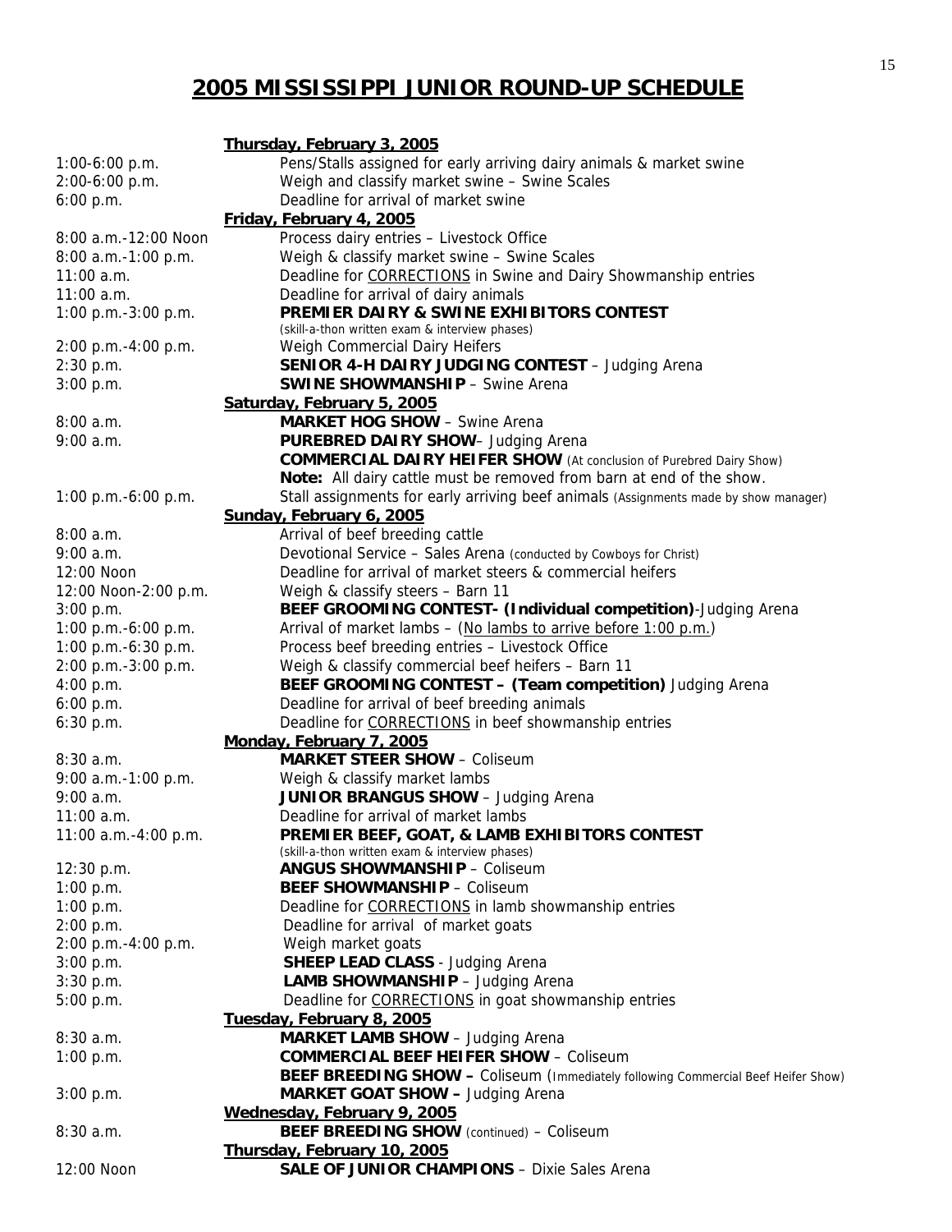# 2005 MISSISSIPPI JUNIOR ROUND-UP SCHEDULE

| | |
|---|---|
| | **Thursday, February 3, 2005** |
| 1:00-6:00 p.m. | Pens/Stalls assigned for early arriving dairy animals & market swine |
| 2:00-6:00 p.m. | Weigh and classify market swine – Swine Scales |
| 6:00 p.m. | Deadline for arrival of market swine |
| | **Friday, February 4, 2005** |
| 8:00 a.m.-12:00 Noon | Process dairy entries – Livestock Office |
| 8:00 a.m.-1:00 p.m. | Weigh & classify market swine – Swine Scales |
| 11:00 a.m. | Deadline for CORRECTIONS in Swine and Dairy Showmanship entries |
| 11:00 a.m. | Deadline for arrival of dairy animals |
| 1:00 p.m.-3:00 p.m. | **PREMIER DAIRY & SWINE EXHIBITORS CONTEST** (skill-a-thon written exam & interview phases) |
| 2:00 p.m.-4:00 p.m. | Weigh Commercial Dairy Heifers |
| 2:30 p.m. | **SENIOR 4-H DAIRY JUDGING CONTEST** – Judging Arena |
| 3:00 p.m. | **SWINE SHOWMANSHIP** – Swine Arena |
| | **Saturday, February 5, 2005** |
| 8:00 a.m. | **MARKET HOG SHOW** – Swine Arena |
| 9:00 a.m. | **PUREBRED DAIRY SHOW**– Judging Arena |
| | **COMMERCIAL DAIRY HEIFER SHOW** (At conclusion of Purebred Dairy Show) |
| | **Note:** All dairy cattle must be removed from barn at end of the show. |
| 1:00 p.m.-6:00 p.m. | Stall assignments for early arriving beef animals (Assignments made by show manager) |
| | **Sunday, February 6, 2005** |
| 8:00 a.m. | Arrival of beef breeding cattle |
| 9:00 a.m. | Devotional Service – Sales Arena (conducted by Cowboys for Christ) |
| 12:00 Noon | Deadline for arrival of market steers & commercial heifers |
| 12:00 Noon-2:00 p.m. | Weigh & classify steers – Barn 11 |
| 3:00 p.m. | **BEEF GROOMING CONTEST- (Individual competition)**-Judging Arena |
| 1:00 p.m.-6:00 p.m. | Arrival of market lambs – (No lambs to arrive before 1:00 p.m.) |
| 1:00 p.m.-6:30 p.m. | Process beef breeding entries – Livestock Office |
| 2:00 p.m.-3:00 p.m. | Weigh & classify commercial beef heifers – Barn 11 |
| 4:00 p.m. | **BEEF GROOMING CONTEST – (Team competition)** Judging Arena |
| 6:00 p.m. | Deadline for arrival of beef breeding animals |
| 6:30 p.m. | Deadline for CORRECTIONS in beef showmanship entries |
| | **Monday, February 7, 2005** |
| 8:30 a.m. | **MARKET STEER SHOW** – Coliseum |
| 9:00 a.m.-1:00 p.m. | Weigh & classify market lambs |
| 9:00 a.m. | **JUNIOR BRANGUS SHOW** – Judging Arena |
| 11:00 a.m. | Deadline for arrival of market lambs |
| 11:00 a.m.-4:00 p.m. | **PREMIER BEEF, GOAT, & LAMB EXHIBITORS CONTEST** (skill-a-thon written exam & interview phases) |
| 12:30 p.m. | **ANGUS SHOWMANSHIP** – Coliseum |
| 1:00 p.m. | **BEEF SHOWMANSHIP** – Coliseum |
| 1:00 p.m. | Deadline for CORRECTIONS in lamb showmanship entries |
| 2:00 p.m. | Deadline for arrival of market goats |
| 2:00 p.m.-4:00 p.m. | Weigh market goats |
| 3:00 p.m. | **SHEEP LEAD CLASS** - Judging Arena |
| 3:30 p.m. | **LAMB SHOWMANSHIP** – Judging Arena |
| 5:00 p.m. | Deadline for CORRECTIONS in goat showmanship entries |
| | **Tuesday, February 8, 2005** |
| 8:30 a.m. | **MARKET LAMB SHOW** – Judging Arena |
| 1:00 p.m. | **COMMERCIAL BEEF HEIFER SHOW** – Coliseum |
| | **BEEF BREEDING SHOW –** Coliseum (Immediately following Commercial Beef Heifer Show) |
| 3:00 p.m. | **MARKET GOAT SHOW –** Judging Arena |
| | **Wednesday, February 9, 2005** |
| 8:30 a.m. | **BEEF BREEDING SHOW** (continued) – Coliseum |
| | **Thursday, February 10, 2005** |
| 12:00 Noon | **SALE OF JUNIOR CHAMPIONS** – Dixie Sales Arena |